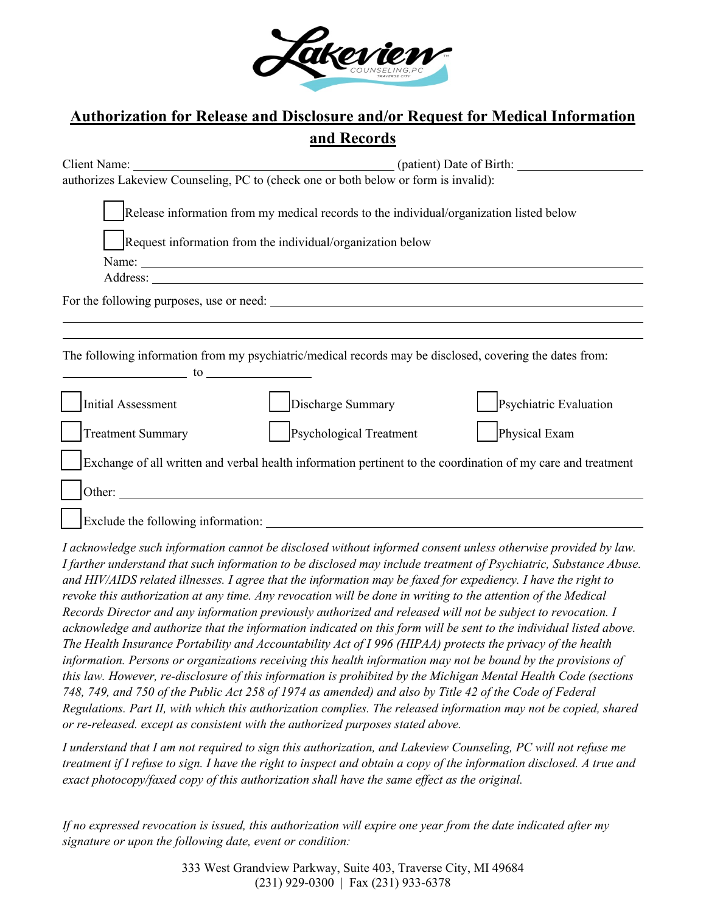# Authorization for Release and Disclosure and/or Request for Medical Information and Records

Client Name: ________________________________ (patient) Date of Birth: ________________

authorizes Lakeview Counseling, PC to (check one or both below or form is invalid):

☐ Release information from my medical records to the individual/organization listed below

☐ Request information from the individual/organization below

Name: ____________________________________________________________

Address: __________________________________________________________

For the following purposes, use or need: ___________________________________________

______________________________________________________________________________

______________________________________________________________________________

The following information from my psychiatric/medical records may be disclosed, covering the dates from: ________________ to ________________

| | | |
|---|---|---|
| ☐ Initial Assessment | ☐ Discharge Summary | ☐ Psychiatric Evaluation |
| ☐ Treatment Summary | ☐ Psychological Treatment | ☐ Physical Exam |

☐ Exchange of all written and verbal health information pertinent to the coordination of my care and treatment

☐ Other: ____________________________________________________________

☐ Exclude the following information: ____________________________________________

*I acknowledge such information cannot be disclosed without informed consent unless otherwise provided by law. I farther understand that such information to be disclosed may include treatment of Psychiatric, Substance Abuse. and HIV/AIDS related illnesses. I agree that the information may be faxed for expediency. I have the right to revoke this authorization at any time. Any revocation will be done in writing to the attention of the Medical Records Director and any information previously authorized and released will not be subject to revocation. I acknowledge and authorize that the information indicated on this form will be sent to the individual listed above. The Health Insurance Portability and Accountability Act of I 996 (HIPAA) protects the privacy of the health information. Persons or organizations receiving this health information may not be bound by the provisions of this law. However, re-disclosure of this information is prohibited by the Michigan Mental Health Code (sections 748, 749, and 750 of the Public Act 258 of 1974 as amended) and also by Title 42 of the Code of Federal Regulations. Part II, with which this authorization complies. The released information may not be copied, shared or re-released. except as consistent with the authorized purposes stated above.*

*I understand that I am not required to sign this authorization, and Lakeview Counseling, PC will not refuse me treatment if I refuse to sign. I have the right to inspect and obtain a copy of the information disclosed. A true and exact photocopy/faxed copy of this authorization shall have the same effect as the original.*

*If no expressed revocation is issued, this authorization will expire one year from the date indicated after my signature or upon the following date, event or condition:*

333 West Grandview Parkway, Suite 403, Traverse City, MI 49684
(231) 929-0300 | Fax (231) 933-6378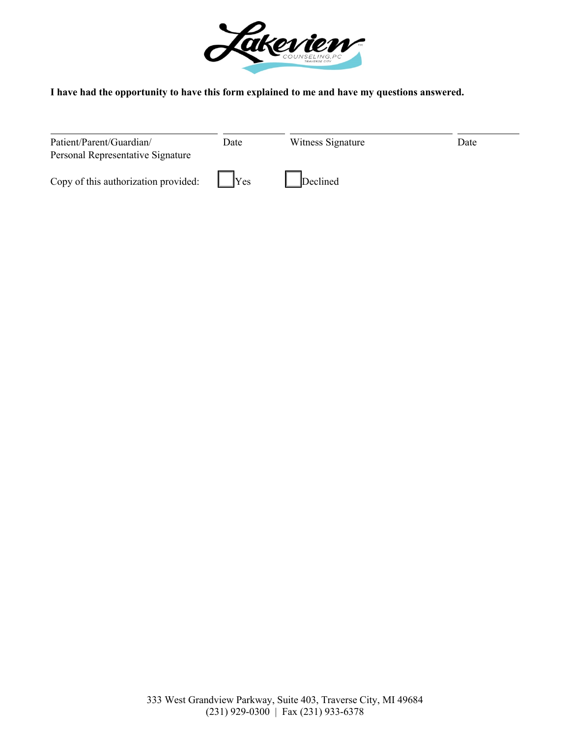**I have had the opportunity to have this form explained to me and have my questions answered.**

| | | | |
|---|---|---|---|
| \_\_\_\_\_\_\_\_\_\_\_\_\_\_\_\_\_\_\_\_\_\_\_\_ | \_\_\_\_\_\_\_\_\_\_ | \_\_\_\_\_\_\_\_\_\_\_\_\_\_\_\_\_\_\_\_\_\_\_\_ | \_\_\_\_\_\_\_\_\_\_ |
| Patient/Parent/Guardian/ Personal Representative Signature | Date | Witness Signature | Date |

Copy of this authorization provided: ☐ Yes ☐ Declined

333 West Grandview Parkway, Suite 403, Traverse City, MI 49684
(231) 929-0300 | Fax (231) 933-6378